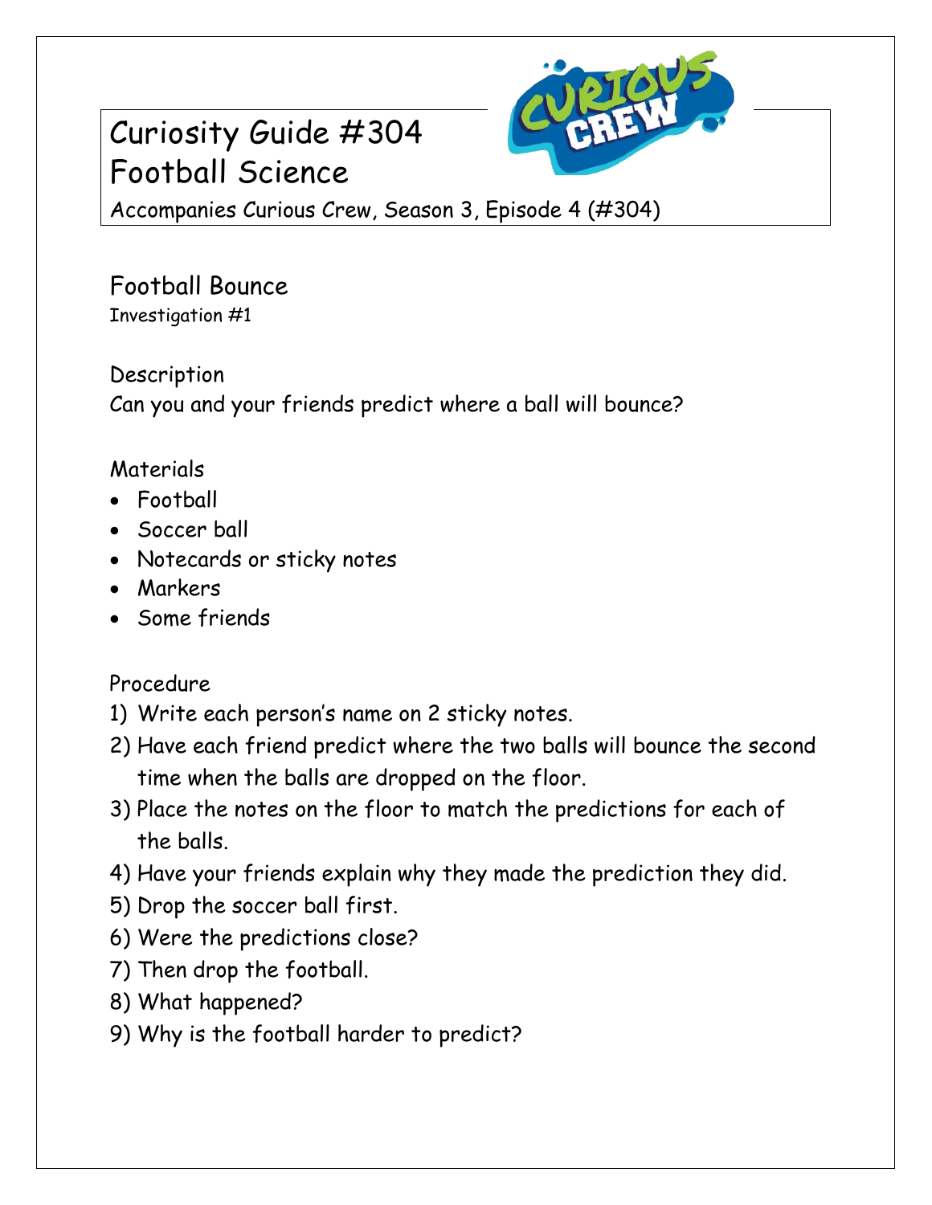# Curiosity Guide #304
# Football Science

Accompanies Curious Crew, Season 3, Episode 4 (#304)

## Football Bounce

Investigation #1

### Description

Can you and your friends predict where a ball will bounce?

### Materials

- Football
- Soccer ball
- Notecards or sticky notes
- Markers
- Some friends

### Procedure

1) Write each person's name on 2 sticky notes.
2) Have each friend predict where the two balls will bounce the second time when the balls are dropped on the floor.
3) Place the notes on the floor to match the predictions for each of the balls.
4) Have your friends explain why they made the prediction they did.
5) Drop the soccer ball first.
6) Were the predictions close?
7) Then drop the football.
8) What happened?
9) Why is the football harder to predict?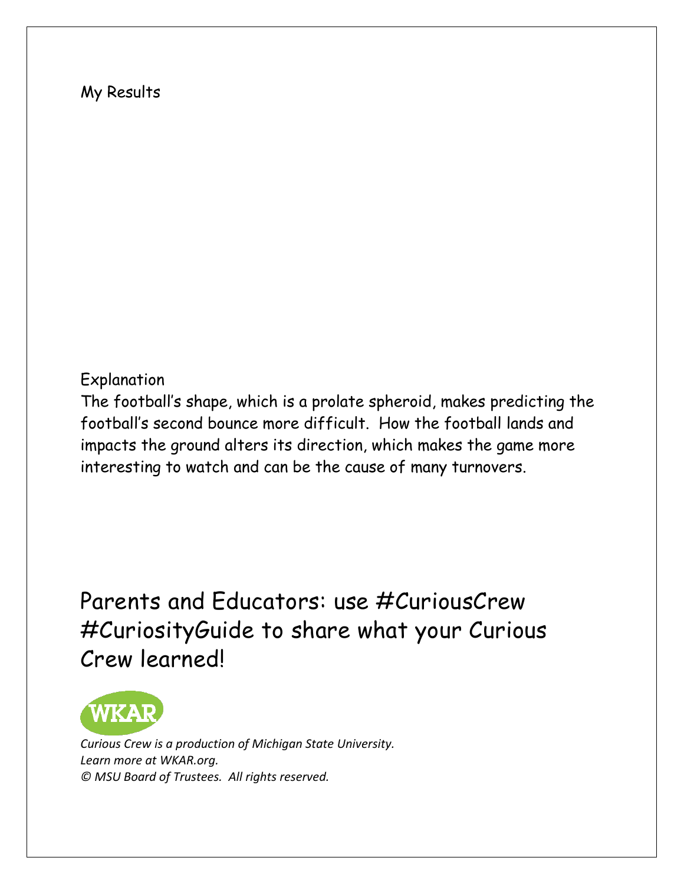My Results

Explanation

The football's shape, which is a prolate spheroid, makes predicting the football's second bounce more difficult. How the football lands and impacts the ground alters its direction, which makes the game more interesting to watch and can be the cause of many turnovers.

## Parents and Educators: use #CuriousCrew #CuriosityGuide to share what your Curious Crew learned!

WKAR

*Curious Crew is a production of Michigan State University.*
*Learn more at WKAR.org.*
*© MSU Board of Trustees. All rights reserved.*